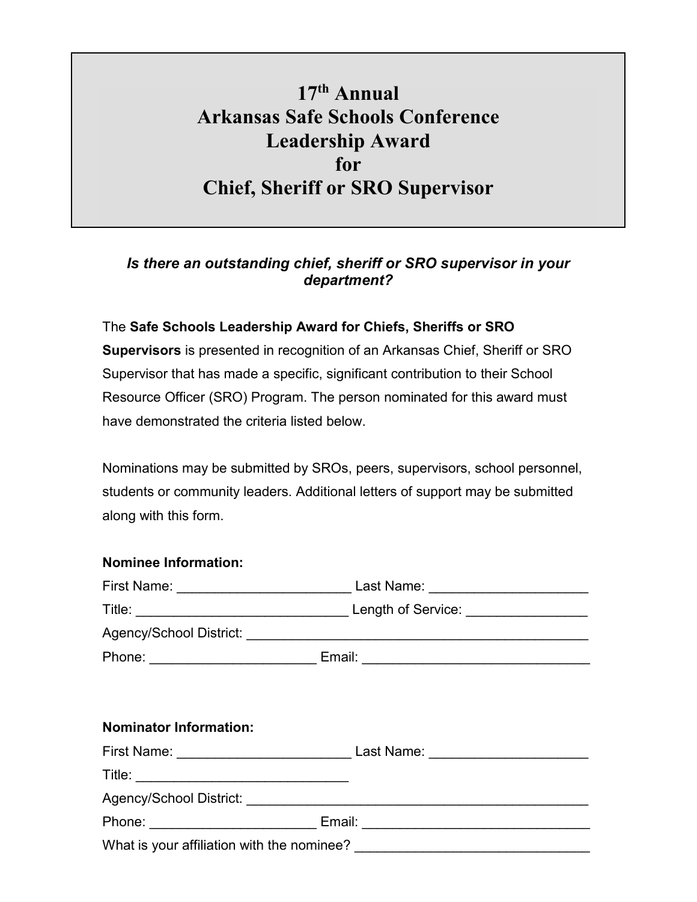# 17th Annual Arkansas Safe Schools Conference Leadership Award for Chief, Sheriff or SRO Supervisor

***Is there an outstanding chief, sheriff or SRO supervisor in your department?***

The **Safe Schools Leadership Award for Chiefs, Sheriffs or SRO Supervisors** is presented in recognition of an Arkansas Chief, Sheriff or SRO Supervisor that has made a specific, significant contribution to their School Resource Officer (SRO) Program. The person nominated for this award must have demonstrated the criteria listed below.

Nominations may be submitted by SROs, peers, supervisors, school personnel, students or community leaders. Additional letters of support may be submitted along with this form.

**Nominee Information:**

First Name: _______________________ Last Name: _____________________

Title: ____________________________ Length of Service: ________________

Agency/School District: ______________________________________________

Phone: ______________________ Email: ______________________________

**Nominator Information:**

First Name: _______________________ Last Name: _____________________

Title: ____________________________

Agency/School District: ______________________________________________

Phone: ______________________ Email: ______________________________

What is your affiliation with the nominee? _______________________________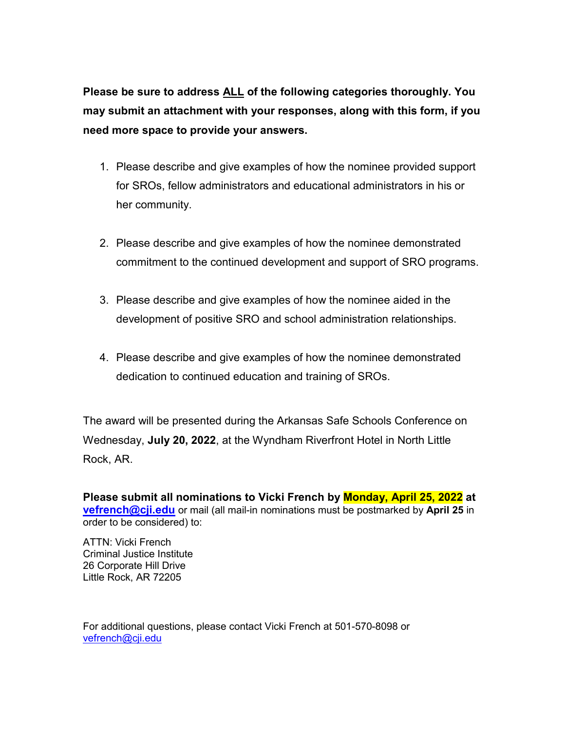**Please be sure to address ALL of the following categories thoroughly. You may submit an attachment with your responses, along with this form, if you need more space to provide your answers.**

1. Please describe and give examples of how the nominee provided support for SROs, fellow administrators and educational administrators in his or her community.

2. Please describe and give examples of how the nominee demonstrated commitment to the continued development and support of SRO programs.

3. Please describe and give examples of how the nominee aided in the development of positive SRO and school administration relationships.

4. Please describe and give examples of how the nominee demonstrated dedication to continued education and training of SROs.

The award will be presented during the Arkansas Safe Schools Conference on Wednesday, **July 20, 2022**, at the Wyndham Riverfront Hotel in North Little Rock, AR.

**Please submit all nominations to Vicki French by Monday, April 25, 2022 at vefrench@cji.edu** or mail (all mail-in nominations must be postmarked by **April 25** in order to be considered) to:

ATTN: Vicki French
Criminal Justice Institute
26 Corporate Hill Drive
Little Rock, AR 72205

For additional questions, please contact Vicki French at 501-570-8098 or vefrench@cji.edu